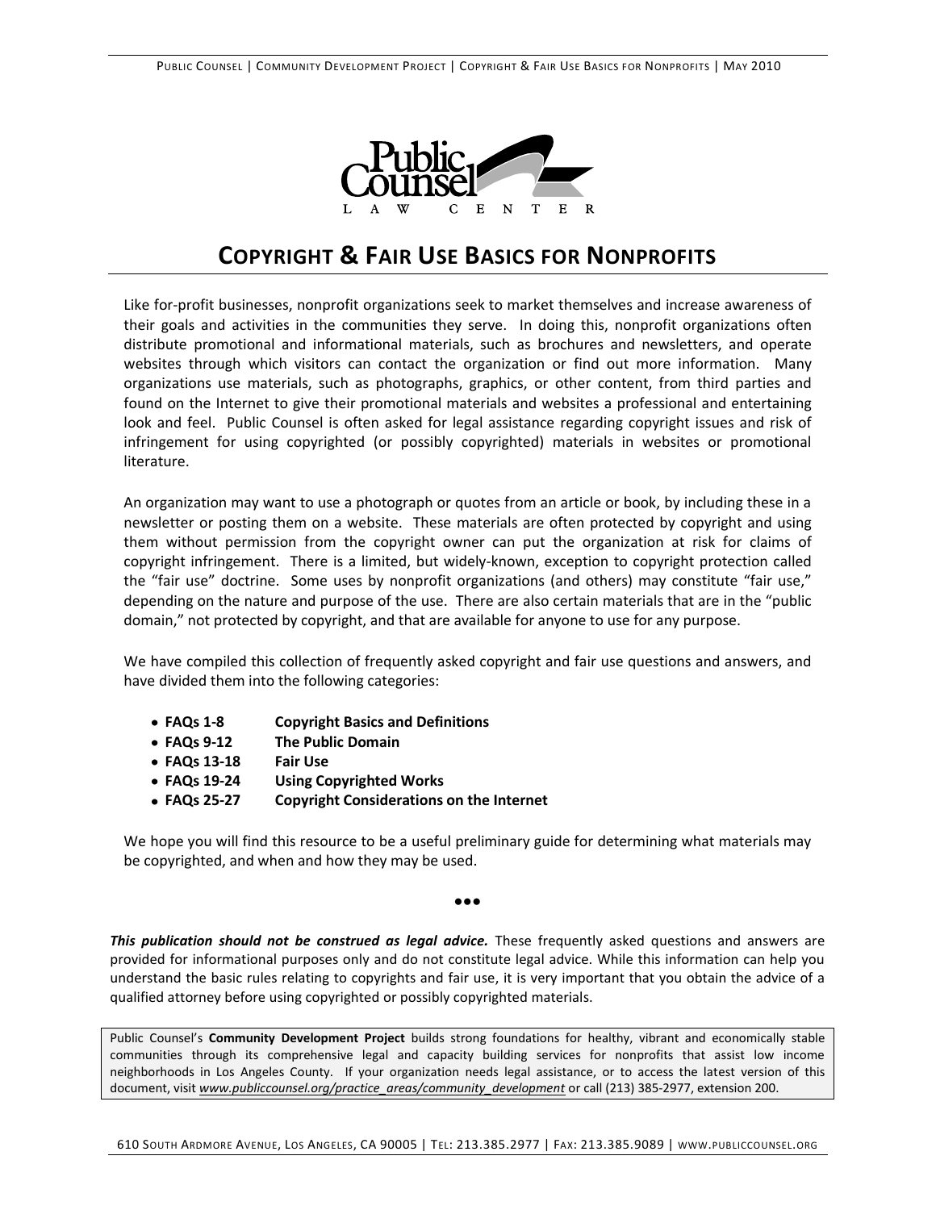# COPYRIGHT & FAIR USE BASICS FOR NONPROFITS

Like for-profit businesses, nonprofit organizations seek to market themselves and increase awareness of their goals and activities in the communities they serve. In doing this, nonprofit organizations often distribute promotional and informational materials, such as brochures and newsletters, and operate websites through which visitors can contact the organization or find out more information. Many organizations use materials, such as photographs, graphics, or other content, from third parties and found on the Internet to give their promotional materials and websites a professional and entertaining look and feel. Public Counsel is often asked for legal assistance regarding copyright issues and risk of infringement for using copyrighted (or possibly copyrighted) materials in websites or promotional literature.

An organization may want to use a photograph or quotes from an article or book, by including these in a newsletter or posting them on a website. These materials are often protected by copyright and using them without permission from the copyright owner can put the organization at risk for claims of copyright infringement. There is a limited, but widely-known, exception to copyright protection called the "fair use" doctrine. Some uses by nonprofit organizations (and others) may constitute "fair use," depending on the nature and purpose of the use. There are also certain materials that are in the "public domain," not protected by copyright, and that are available for anyone to use for any purpose.

We have compiled this collection of frequently asked copyright and fair use questions and answers, and have divided them into the following categories:

- **FAQs 1-8** **Copyright Basics and Definitions**
- **FAQs 9-12** **The Public Domain**
- **FAQs 13-18** **Fair Use**
- **FAQs 19-24** **Using Copyrighted Works**
- **FAQs 25-27** **Copyright Considerations on the Internet**

We hope you will find this resource to be a useful preliminary guide for determining what materials may be copyrighted, and when and how they may be used.

•••

***This publication should not be construed as legal advice.*** These frequently asked questions and answers are provided for informational purposes only and do not constitute legal advice. While this information can help you understand the basic rules relating to copyrights and fair use, it is very important that you obtain the advice of a qualified attorney before using copyrighted or possibly copyrighted materials.

Public Counsel's **Community Development Project** builds strong foundations for healthy, vibrant and economically stable communities through its comprehensive legal and capacity building services for nonprofits that assist low income neighborhoods in Los Angeles County. If your organization needs legal assistance, or to access the latest version of this document, visit *www.publiccounsel.org/practice_areas/community_development* or call (213) 385-2977, extension 200.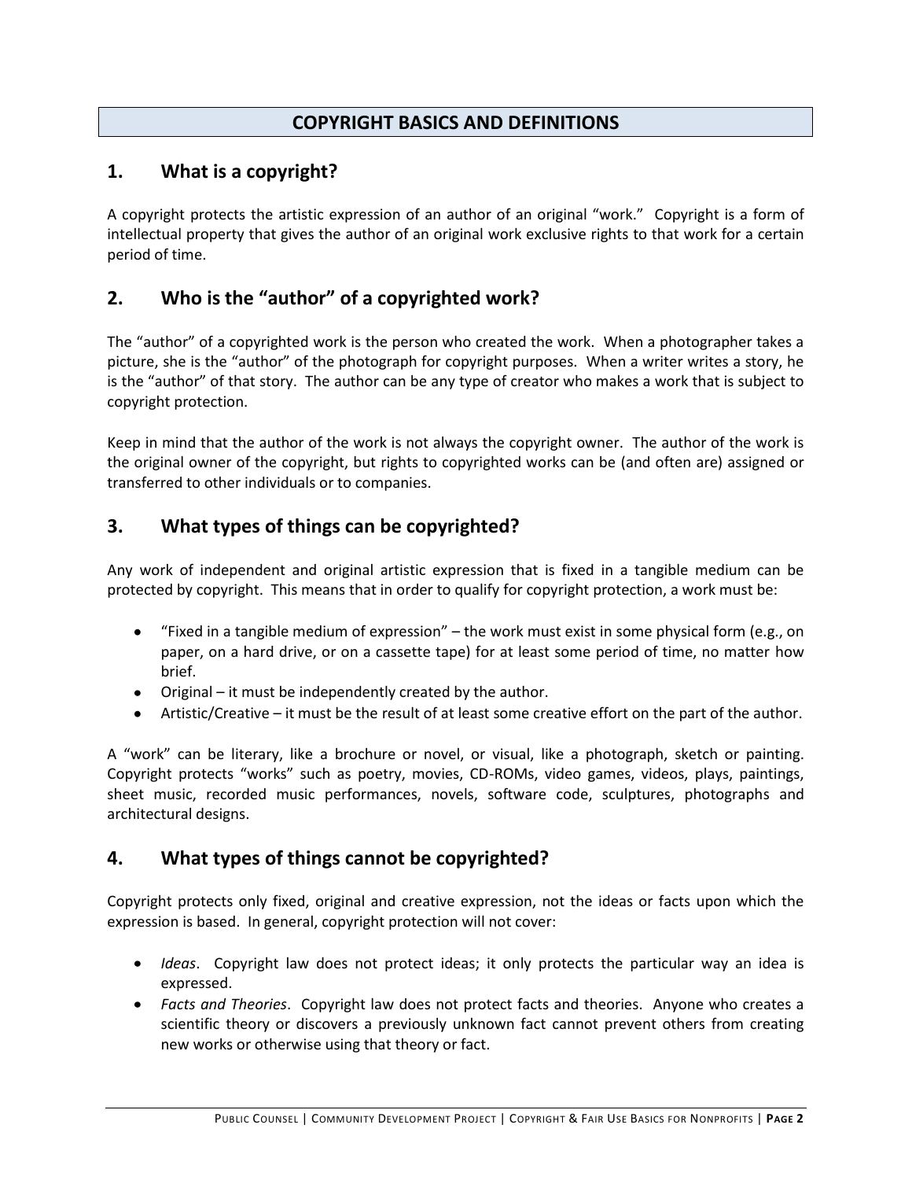# COPYRIGHT BASICS AND DEFINITIONS

## 1. What is a copyright?

A copyright protects the artistic expression of an author of an original "work." Copyright is a form of intellectual property that gives the author of an original work exclusive rights to that work for a certain period of time.

## 2. Who is the "author" of a copyrighted work?

The "author" of a copyrighted work is the person who created the work. When a photographer takes a picture, she is the "author" of the photograph for copyright purposes. When a writer writes a story, he is the "author" of that story. The author can be any type of creator who makes a work that is subject to copyright protection.

Keep in mind that the author of the work is not always the copyright owner. The author of the work is the original owner of the copyright, but rights to copyrighted works can be (and often are) assigned or transferred to other individuals or to companies.

## 3. What types of things can be copyrighted?

Any work of independent and original artistic expression that is fixed in a tangible medium can be protected by copyright. This means that in order to qualify for copyright protection, a work must be:

- "Fixed in a tangible medium of expression" – the work must exist in some physical form (e.g., on paper, on a hard drive, or on a cassette tape) for at least some period of time, no matter how brief.
- Original – it must be independently created by the author.
- Artistic/Creative – it must be the result of at least some creative effort on the part of the author.

A "work" can be literary, like a brochure or novel, or visual, like a photograph, sketch or painting. Copyright protects "works" such as poetry, movies, CD-ROMs, video games, videos, plays, paintings, sheet music, recorded music performances, novels, software code, sculptures, photographs and architectural designs.

## 4. What types of things cannot be copyrighted?

Copyright protects only fixed, original and creative expression, not the ideas or facts upon which the expression is based. In general, copyright protection will not cover:

- *Ideas*. Copyright law does not protect ideas; it only protects the particular way an idea is expressed.
- *Facts and Theories*. Copyright law does not protect facts and theories. Anyone who creates a scientific theory or discovers a previously unknown fact cannot prevent others from creating new works or otherwise using that theory or fact.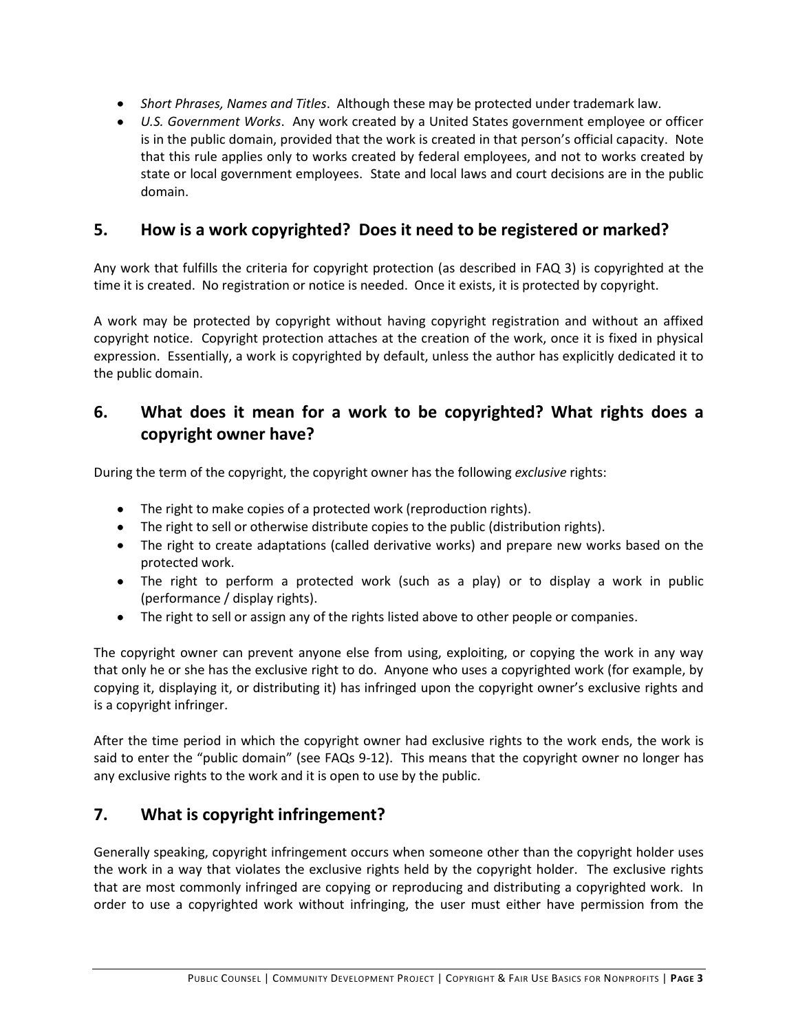- *Short Phrases, Names and Titles*. Although these may be protected under trademark law.
- *U.S. Government Works*. Any work created by a United States government employee or officer is in the public domain, provided that the work is created in that person's official capacity. Note that this rule applies only to works created by federal employees, and not to works created by state or local government employees. State and local laws and court decisions are in the public domain.

## 5. How is a work copyrighted? Does it need to be registered or marked?

Any work that fulfills the criteria for copyright protection (as described in FAQ 3) is copyrighted at the time it is created. No registration or notice is needed. Once it exists, it is protected by copyright.

A work may be protected by copyright without having copyright registration and without an affixed copyright notice. Copyright protection attaches at the creation of the work, once it is fixed in physical expression. Essentially, a work is copyrighted by default, unless the author has explicitly dedicated it to the public domain.

## 6. What does it mean for a work to be copyrighted? What rights does a copyright owner have?

During the term of the copyright, the copyright owner has the following *exclusive* rights:

- The right to make copies of a protected work (reproduction rights).
- The right to sell or otherwise distribute copies to the public (distribution rights).
- The right to create adaptations (called derivative works) and prepare new works based on the protected work.
- The right to perform a protected work (such as a play) or to display a work in public (performance / display rights).
- The right to sell or assign any of the rights listed above to other people or companies.

The copyright owner can prevent anyone else from using, exploiting, or copying the work in any way that only he or she has the exclusive right to do. Anyone who uses a copyrighted work (for example, by copying it, displaying it, or distributing it) has infringed upon the copyright owner's exclusive rights and is a copyright infringer.

After the time period in which the copyright owner had exclusive rights to the work ends, the work is said to enter the "public domain" (see FAQs 9-12). This means that the copyright owner no longer has any exclusive rights to the work and it is open to use by the public.

## 7. What is copyright infringement?

Generally speaking, copyright infringement occurs when someone other than the copyright holder uses the work in a way that violates the exclusive rights held by the copyright holder. The exclusive rights that are most commonly infringed are copying or reproducing and distributing a copyrighted work. In order to use a copyrighted work without infringing, the user must either have permission from the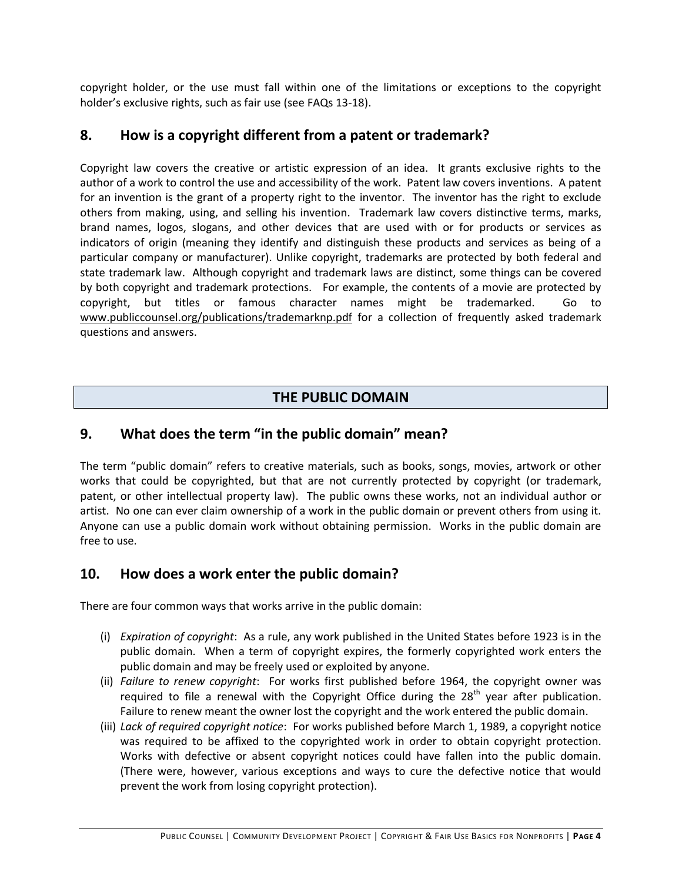copyright holder, or the use must fall within one of the limitations or exceptions to the copyright holder's exclusive rights, such as fair use (see FAQs 13-18).

## 8. How is a copyright different from a patent or trademark?

Copyright law covers the creative or artistic expression of an idea. It grants exclusive rights to the author of a work to control the use and accessibility of the work. Patent law covers inventions. A patent for an invention is the grant of a property right to the inventor. The inventor has the right to exclude others from making, using, and selling his invention. Trademark law covers distinctive terms, marks, brand names, logos, slogans, and other devices that are used with or for products or services as indicators of origin (meaning they identify and distinguish these products and services as being of a particular company or manufacturer). Unlike copyright, trademarks are protected by both federal and state trademark law. Although copyright and trademark laws are distinct, some things can be covered by both copyright and trademark protections. For example, the contents of a movie are protected by copyright, but titles or famous character names might be trademarked. Go to www.publiccounsel.org/publications/trademarknp.pdf for a collection of frequently asked trademark questions and answers.

# THE PUBLIC DOMAIN

## 9. What does the term "in the public domain" mean?

The term "public domain" refers to creative materials, such as books, songs, movies, artwork or other works that could be copyrighted, but that are not currently protected by copyright (or trademark, patent, or other intellectual property law). The public owns these works, not an individual author or artist. No one can ever claim ownership of a work in the public domain or prevent others from using it. Anyone can use a public domain work without obtaining permission. Works in the public domain are free to use.

## 10. How does a work enter the public domain?

There are four common ways that works arrive in the public domain:

(i) *Expiration of copyright*: As a rule, any work published in the United States before 1923 is in the public domain. When a term of copyright expires, the formerly copyrighted work enters the public domain and may be freely used or exploited by anyone.

(ii) *Failure to renew copyright*: For works first published before 1964, the copyright owner was required to file a renewal with the Copyright Office during the 28th year after publication. Failure to renew meant the owner lost the copyright and the work entered the public domain.

(iii) *Lack of required copyright notice*: For works published before March 1, 1989, a copyright notice was required to be affixed to the copyrighted work in order to obtain copyright protection. Works with defective or absent copyright notices could have fallen into the public domain. (There were, however, various exceptions and ways to cure the defective notice that would prevent the work from losing copyright protection).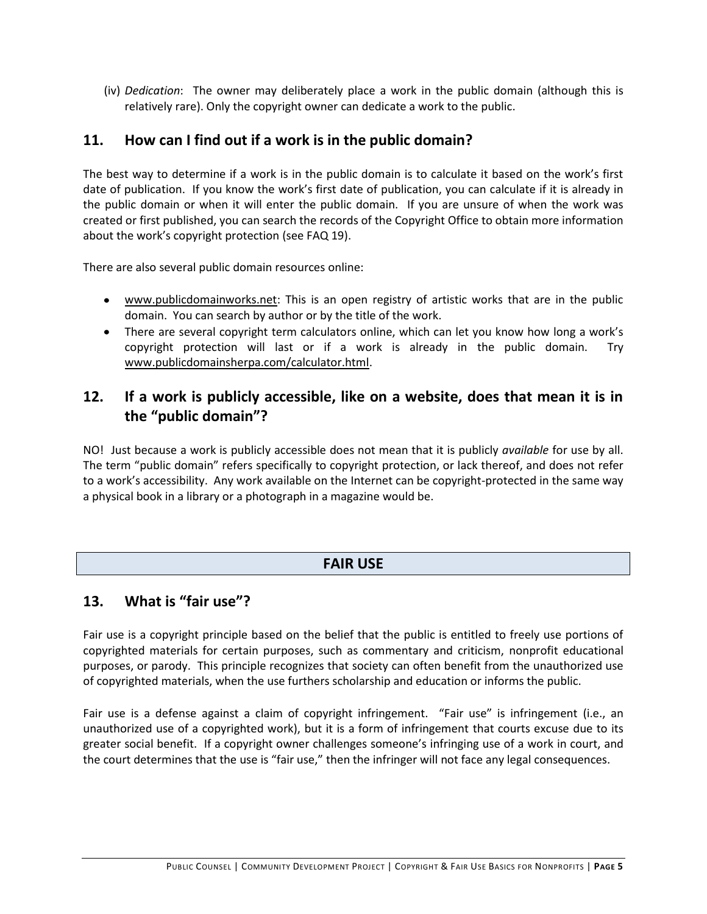(iv) *Dedication*: The owner may deliberately place a work in the public domain (although this is relatively rare). Only the copyright owner can dedicate a work to the public.

## 11. How can I find out if a work is in the public domain?

The best way to determine if a work is in the public domain is to calculate it based on the work's first date of publication. If you know the work's first date of publication, you can calculate if it is already in the public domain or when it will enter the public domain. If you are unsure of when the work was created or first published, you can search the records of the Copyright Office to obtain more information about the work's copyright protection (see FAQ 19).

There are also several public domain resources online:

- www.publicdomainworks.net: This is an open registry of artistic works that are in the public domain. You can search by author or by the title of the work.
- There are several copyright term calculators online, which can let you know how long a work's copyright protection will last or if a work is already in the public domain. Try www.publicdomainsherpa.com/calculator.html.

## 12. If a work is publicly accessible, like on a website, does that mean it is in the "public domain"?

NO! Just because a work is publicly accessible does not mean that it is publicly *available* for use by all. The term "public domain" refers specifically to copyright protection, or lack thereof, and does not refer to a work's accessibility. Any work available on the Internet can be copyright-protected in the same way a physical book in a library or a photograph in a magazine would be.

# FAIR USE

## 13. What is "fair use"?

Fair use is a copyright principle based on the belief that the public is entitled to freely use portions of copyrighted materials for certain purposes, such as commentary and criticism, nonprofit educational purposes, or parody. This principle recognizes that society can often benefit from the unauthorized use of copyrighted materials, when the use furthers scholarship and education or informs the public.

Fair use is a defense against a claim of copyright infringement. "Fair use" is infringement (i.e., an unauthorized use of a copyrighted work), but it is a form of infringement that courts excuse due to its greater social benefit. If a copyright owner challenges someone's infringing use of a work in court, and the court determines that the use is "fair use," then the infringer will not face any legal consequences.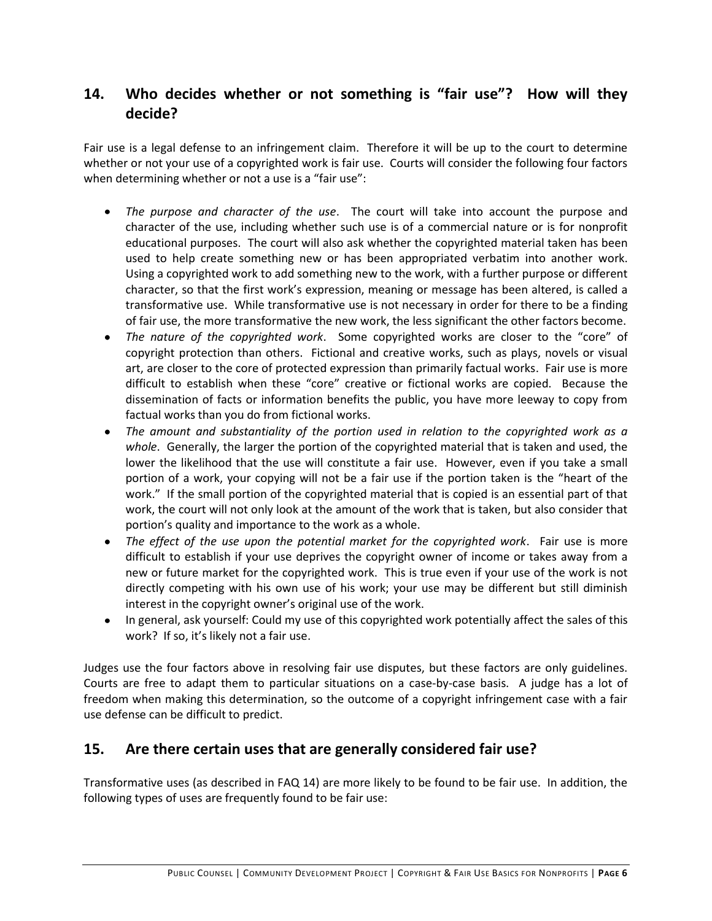## 14. Who decides whether or not something is "fair use"? How will they decide?

Fair use is a legal defense to an infringement claim. Therefore it will be up to the court to determine whether or not your use of a copyrighted work is fair use. Courts will consider the following four factors when determining whether or not a use is a "fair use":

- *The purpose and character of the use*. The court will take into account the purpose and character of the use, including whether such use is of a commercial nature or is for nonprofit educational purposes. The court will also ask whether the copyrighted material taken has been used to help create something new or has been appropriated verbatim into another work. Using a copyrighted work to add something new to the work, with a further purpose or different character, so that the first work's expression, meaning or message has been altered, is called a transformative use. While transformative use is not necessary in order for there to be a finding of fair use, the more transformative the new work, the less significant the other factors become.
- *The nature of the copyrighted work*. Some copyrighted works are closer to the "core" of copyright protection than others. Fictional and creative works, such as plays, novels or visual art, are closer to the core of protected expression than primarily factual works. Fair use is more difficult to establish when these "core" creative or fictional works are copied. Because the dissemination of facts or information benefits the public, you have more leeway to copy from factual works than you do from fictional works.
- *The amount and substantiality of the portion used in relation to the copyrighted work as a whole*. Generally, the larger the portion of the copyrighted material that is taken and used, the lower the likelihood that the use will constitute a fair use. However, even if you take a small portion of a work, your copying will not be a fair use if the portion taken is the "heart of the work." If the small portion of the copyrighted material that is copied is an essential part of that work, the court will not only look at the amount of the work that is taken, but also consider that portion's quality and importance to the work as a whole.
- *The effect of the use upon the potential market for the copyrighted work*. Fair use is more difficult to establish if your use deprives the copyright owner of income or takes away from a new or future market for the copyrighted work. This is true even if your use of the work is not directly competing with his own use of his work; your use may be different but still diminish interest in the copyright owner's original use of the work.
- In general, ask yourself: Could my use of this copyrighted work potentially affect the sales of this work? If so, it's likely not a fair use.

Judges use the four factors above in resolving fair use disputes, but these factors are only guidelines. Courts are free to adapt them to particular situations on a case-by-case basis. A judge has a lot of freedom when making this determination, so the outcome of a copyright infringement case with a fair use defense can be difficult to predict.

## 15. Are there certain uses that are generally considered fair use?

Transformative uses (as described in FAQ 14) are more likely to be found to be fair use. In addition, the following types of uses are frequently found to be fair use: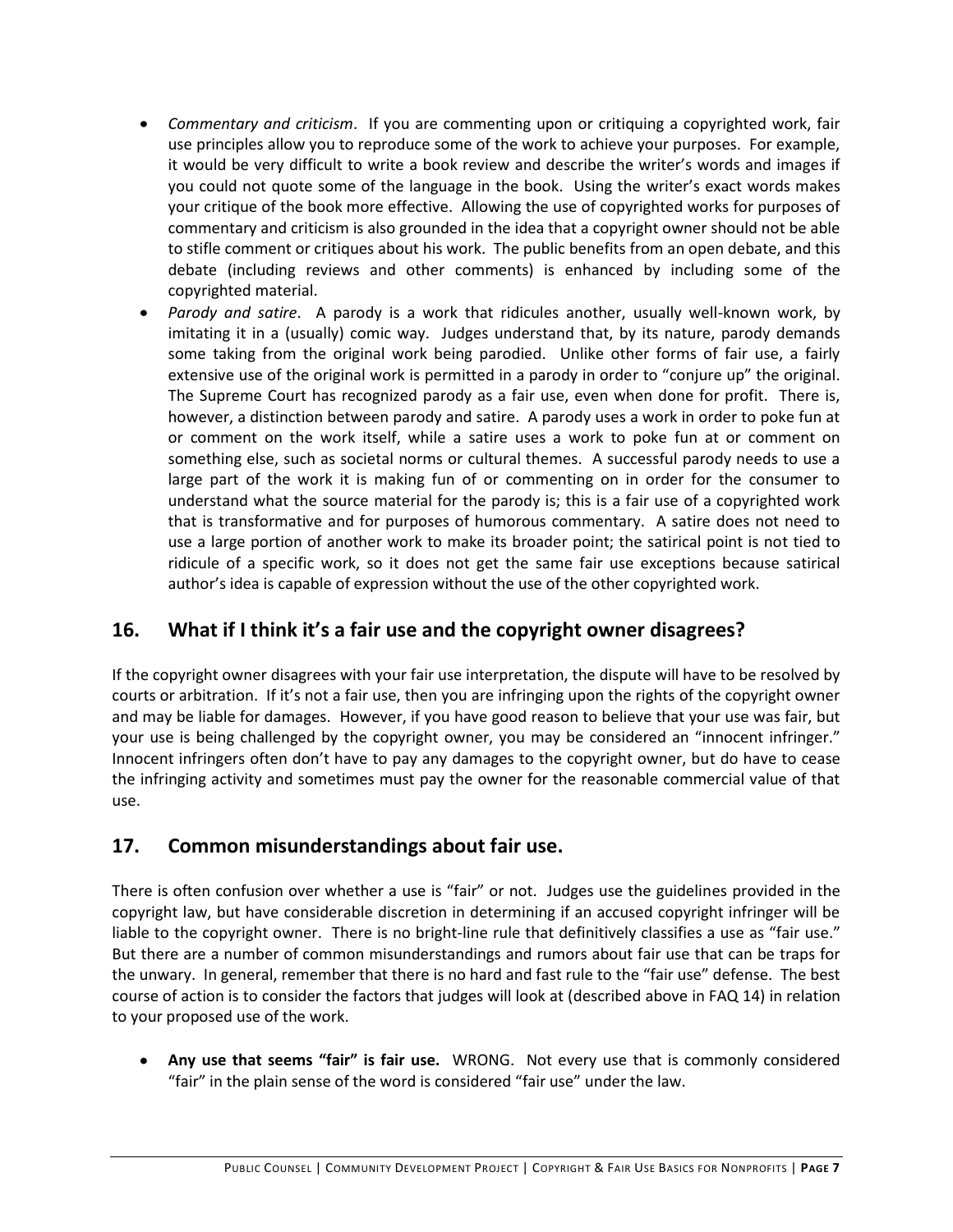- *Commentary and criticism*. If you are commenting upon or critiquing a copyrighted work, fair use principles allow you to reproduce some of the work to achieve your purposes. For example, it would be very difficult to write a book review and describe the writer's words and images if you could not quote some of the language in the book. Using the writer's exact words makes your critique of the book more effective. Allowing the use of copyrighted works for purposes of commentary and criticism is also grounded in the idea that a copyright owner should not be able to stifle comment or critiques about his work. The public benefits from an open debate, and this debate (including reviews and other comments) is enhanced by including some of the copyrighted material.
- *Parody and satire*. A parody is a work that ridicules another, usually well-known work, by imitating it in a (usually) comic way. Judges understand that, by its nature, parody demands some taking from the original work being parodied. Unlike other forms of fair use, a fairly extensive use of the original work is permitted in a parody in order to "conjure up" the original. The Supreme Court has recognized parody as a fair use, even when done for profit. There is, however, a distinction between parody and satire. A parody uses a work in order to poke fun at or comment on the work itself, while a satire uses a work to poke fun at or comment on something else, such as societal norms or cultural themes. A successful parody needs to use a large part of the work it is making fun of or commenting on in order for the consumer to understand what the source material for the parody is; this is a fair use of a copyrighted work that is transformative and for purposes of humorous commentary. A satire does not need to use a large portion of another work to make its broader point; the satirical point is not tied to ridicule of a specific work, so it does not get the same fair use exceptions because satirical author's idea is capable of expression without the use of the other copyrighted work.

## 16. What if I think it's a fair use and the copyright owner disagrees?

If the copyright owner disagrees with your fair use interpretation, the dispute will have to be resolved by courts or arbitration. If it's not a fair use, then you are infringing upon the rights of the copyright owner and may be liable for damages. However, if you have good reason to believe that your use was fair, but your use is being challenged by the copyright owner, you may be considered an "innocent infringer." Innocent infringers often don't have to pay any damages to the copyright owner, but do have to cease the infringing activity and sometimes must pay the owner for the reasonable commercial value of that use.

## 17. Common misunderstandings about fair use.

There is often confusion over whether a use is "fair" or not. Judges use the guidelines provided in the copyright law, but have considerable discretion in determining if an accused copyright infringer will be liable to the copyright owner. There is no bright-line rule that definitively classifies a use as "fair use." But there are a number of common misunderstandings and rumors about fair use that can be traps for the unwary. In general, remember that there is no hard and fast rule to the "fair use" defense. The best course of action is to consider the factors that judges will look at (described above in FAQ 14) in relation to your proposed use of the work.

- **Any use that seems "fair" is fair use.** WRONG. Not every use that is commonly considered "fair" in the plain sense of the word is considered "fair use" under the law.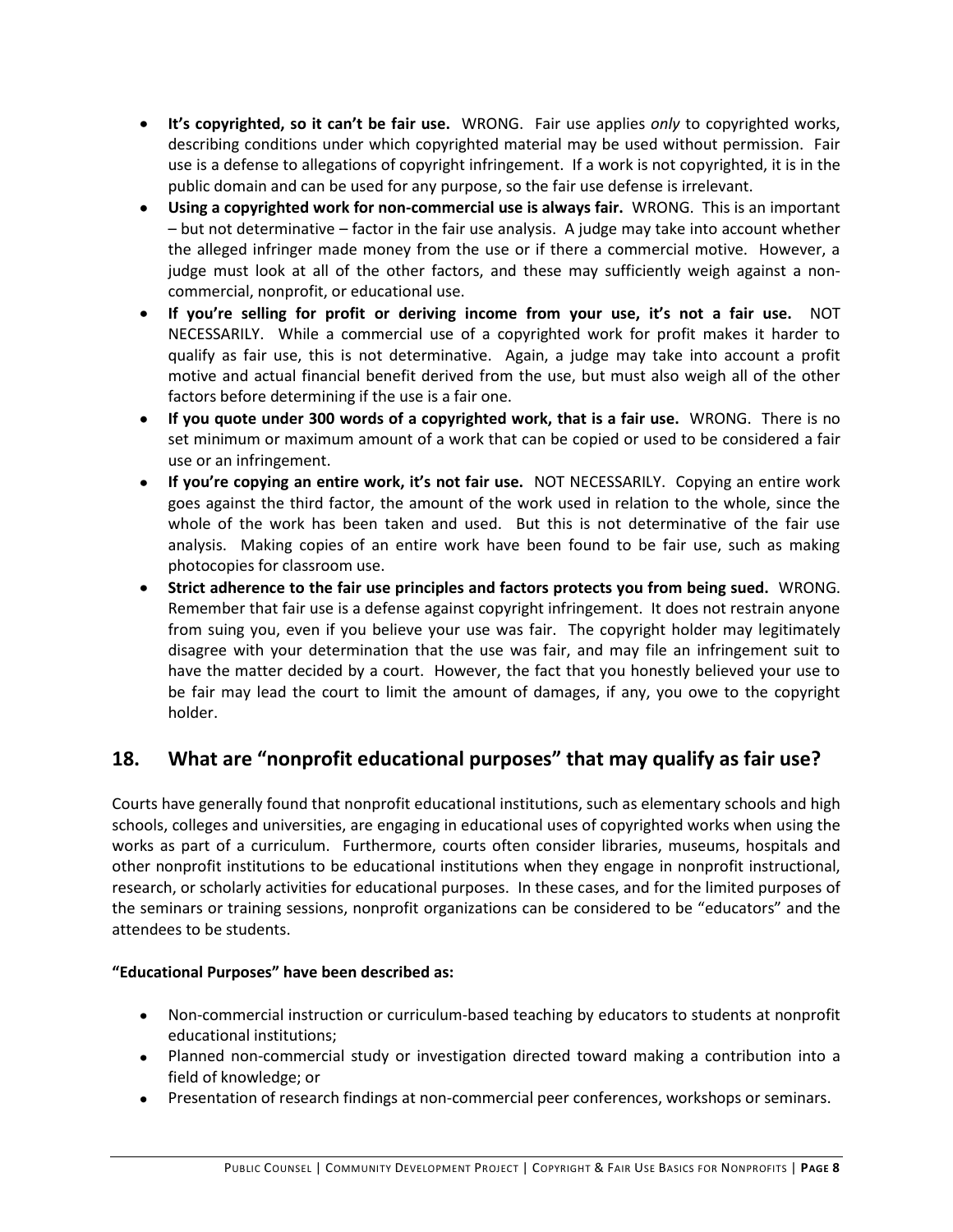- **It's copyrighted, so it can't be fair use.** WRONG. Fair use applies *only* to copyrighted works, describing conditions under which copyrighted material may be used without permission. Fair use is a defense to allegations of copyright infringement. If a work is not copyrighted, it is in the public domain and can be used for any purpose, so the fair use defense is irrelevant.
- **Using a copyrighted work for non-commercial use is always fair.** WRONG. This is an important – but not determinative – factor in the fair use analysis. A judge may take into account whether the alleged infringer made money from the use or if there a commercial motive. However, a judge must look at all of the other factors, and these may sufficiently weigh against a non-commercial, nonprofit, or educational use.
- **If you're selling for profit or deriving income from your use, it's not a fair use.** NOT NECESSARILY. While a commercial use of a copyrighted work for profit makes it harder to qualify as fair use, this is not determinative. Again, a judge may take into account a profit motive and actual financial benefit derived from the use, but must also weigh all of the other factors before determining if the use is a fair one.
- **If you quote under 300 words of a copyrighted work, that is a fair use.** WRONG. There is no set minimum or maximum amount of a work that can be copied or used to be considered a fair use or an infringement.
- **If you're copying an entire work, it's not fair use.** NOT NECESSARILY. Copying an entire work goes against the third factor, the amount of the work used in relation to the whole, since the whole of the work has been taken and used. But this is not determinative of the fair use analysis. Making copies of an entire work have been found to be fair use, such as making photocopies for classroom use.
- **Strict adherence to the fair use principles and factors protects you from being sued.** WRONG. Remember that fair use is a defense against copyright infringement. It does not restrain anyone from suing you, even if you believe your use was fair. The copyright holder may legitimately disagree with your determination that the use was fair, and may file an infringement suit to have the matter decided by a court. However, the fact that you honestly believed your use to be fair may lead the court to limit the amount of damages, if any, you owe to the copyright holder.

## 18. What are "nonprofit educational purposes" that may qualify as fair use?

Courts have generally found that nonprofit educational institutions, such as elementary schools and high schools, colleges and universities, are engaging in educational uses of copyrighted works when using the works as part of a curriculum. Furthermore, courts often consider libraries, museums, hospitals and other nonprofit institutions to be educational institutions when they engage in nonprofit instructional, research, or scholarly activities for educational purposes. In these cases, and for the limited purposes of the seminars or training sessions, nonprofit organizations can be considered to be "educators" and the attendees to be students.

**"Educational Purposes" have been described as:**

- Non-commercial instruction or curriculum-based teaching by educators to students at nonprofit educational institutions;
- Planned non-commercial study or investigation directed toward making a contribution into a field of knowledge; or
- Presentation of research findings at non-commercial peer conferences, workshops or seminars.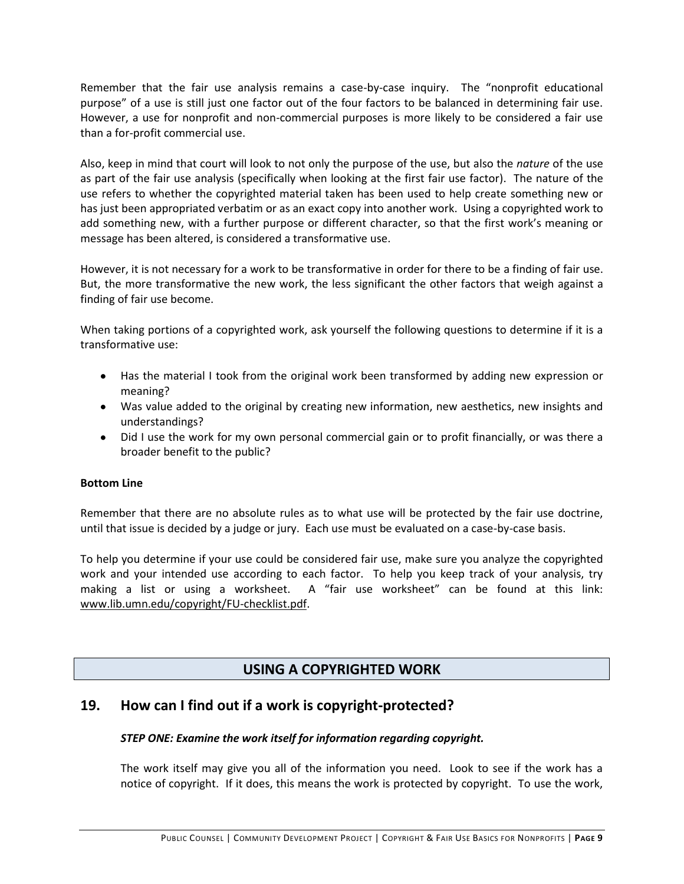Remember that the fair use analysis remains a case-by-case inquiry. The "nonprofit educational purpose" of a use is still just one factor out of the four factors to be balanced in determining fair use. However, a use for nonprofit and non-commercial purposes is more likely to be considered a fair use than a for-profit commercial use.

Also, keep in mind that court will look to not only the purpose of the use, but also the *nature* of the use as part of the fair use analysis (specifically when looking at the first fair use factor). The nature of the use refers to whether the copyrighted material taken has been used to help create something new or has just been appropriated verbatim or as an exact copy into another work. Using a copyrighted work to add something new, with a further purpose or different character, so that the first work's meaning or message has been altered, is considered a transformative use.

However, it is not necessary for a work to be transformative in order for there to be a finding of fair use. But, the more transformative the new work, the less significant the other factors that weigh against a finding of fair use become.

When taking portions of a copyrighted work, ask yourself the following questions to determine if it is a transformative use:

- Has the material I took from the original work been transformed by adding new expression or meaning?
- Was value added to the original by creating new information, new aesthetics, new insights and understandings?
- Did I use the work for my own personal commercial gain or to profit financially, or was there a broader benefit to the public?

**Bottom Line**

Remember that there are no absolute rules as to what use will be protected by the fair use doctrine, until that issue is decided by a judge or jury. Each use must be evaluated on a case-by-case basis.

To help you determine if your use could be considered fair use, make sure you analyze the copyrighted work and your intended use according to each factor. To help you keep track of your analysis, try making a list or using a worksheet. A "fair use worksheet" can be found at this link: www.lib.umn.edu/copyright/FU-checklist.pdf.

# USING A COPYRIGHTED WORK

## 19. How can I find out if a work is copyright-protected?

***STEP ONE: Examine the work itself for information regarding copyright.***

The work itself may give you all of the information you need. Look to see if the work has a notice of copyright. If it does, this means the work is protected by copyright. To use the work,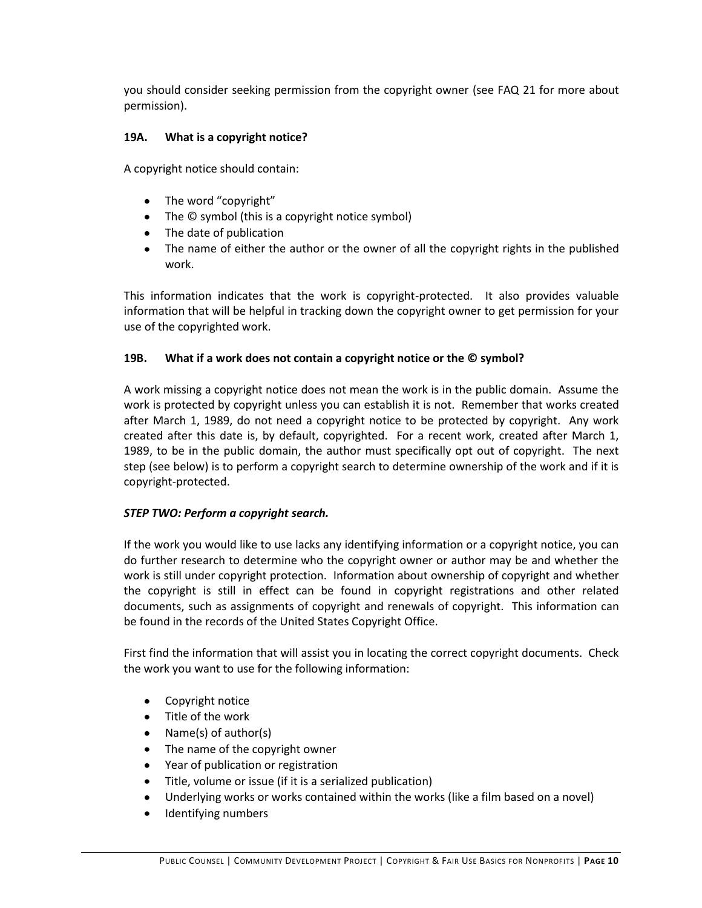you should consider seeking permission from the copyright owner (see FAQ 21 for more about permission).

### 19A. What is a copyright notice?

A copyright notice should contain:

- The word "copyright"
- The © symbol (this is a copyright notice symbol)
- The date of publication
- The name of either the author or the owner of all the copyright rights in the published work.

This information indicates that the work is copyright-protected. It also provides valuable information that will be helpful in tracking down the copyright owner to get permission for your use of the copyrighted work.

### 19B. What if a work does not contain a copyright notice or the © symbol?

A work missing a copyright notice does not mean the work is in the public domain. Assume the work is protected by copyright unless you can establish it is not. Remember that works created after March 1, 1989, do not need a copyright notice to be protected by copyright. Any work created after this date is, by default, copyrighted. For a recent work, created after March 1, 1989, to be in the public domain, the author must specifically opt out of copyright. The next step (see below) is to perform a copyright search to determine ownership of the work and if it is copyright-protected.

***STEP TWO: Perform a copyright search.***

If the work you would like to use lacks any identifying information or a copyright notice, you can do further research to determine who the copyright owner or author may be and whether the work is still under copyright protection. Information about ownership of copyright and whether the copyright is still in effect can be found in copyright registrations and other related documents, such as assignments of copyright and renewals of copyright. This information can be found in the records of the United States Copyright Office.

First find the information that will assist you in locating the correct copyright documents. Check the work you want to use for the following information:

- Copyright notice
- Title of the work
- Name(s) of author(s)
- The name of the copyright owner
- Year of publication or registration
- Title, volume or issue (if it is a serialized publication)
- Underlying works or works contained within the works (like a film based on a novel)
- Identifying numbers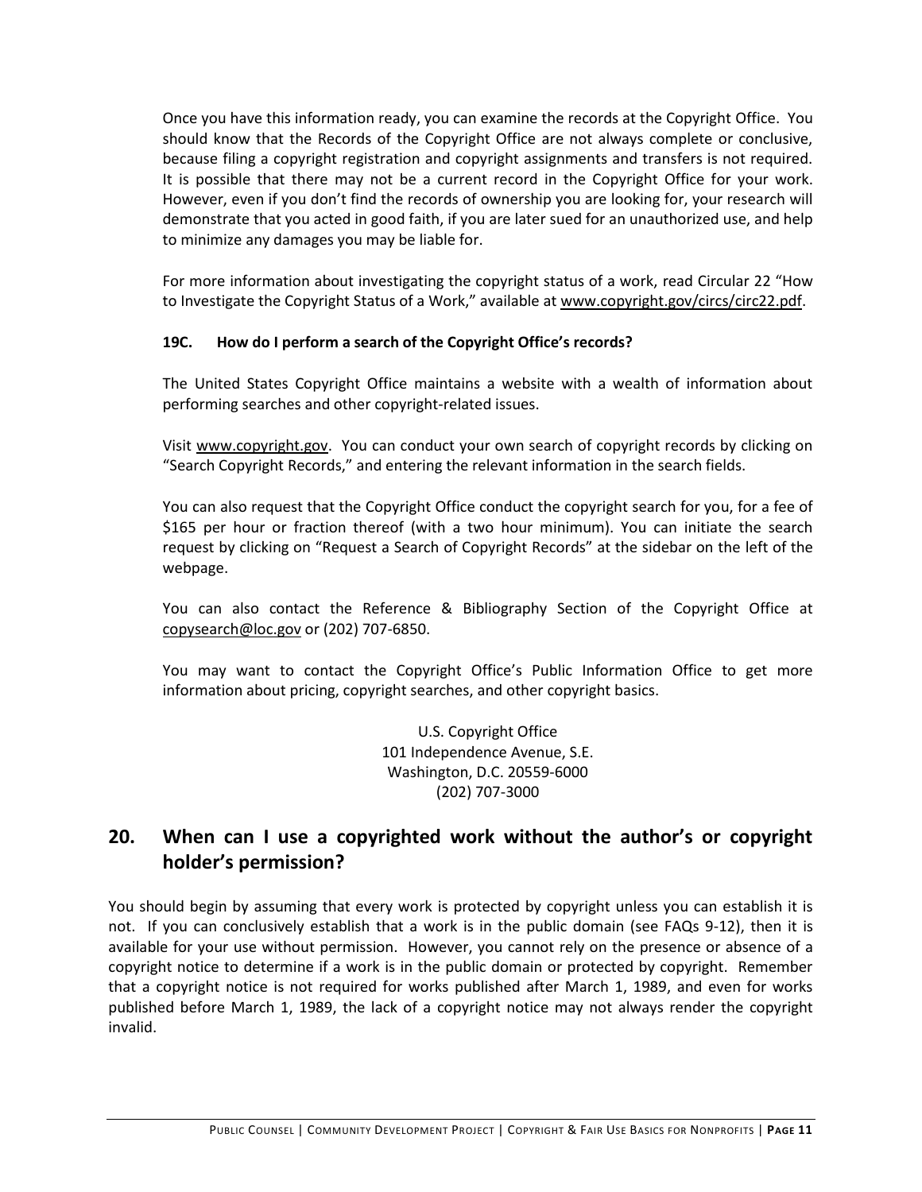Once you have this information ready, you can examine the records at the Copyright Office. You should know that the Records of the Copyright Office are not always complete or conclusive, because filing a copyright registration and copyright assignments and transfers is not required. It is possible that there may not be a current record in the Copyright Office for your work. However, even if you don't find the records of ownership you are looking for, your research will demonstrate that you acted in good faith, if you are later sued for an unauthorized use, and help to minimize any damages you may be liable for.

For more information about investigating the copyright status of a work, read Circular 22 "How to Investigate the Copyright Status of a Work," available at www.copyright.gov/circs/circ22.pdf.

### 19C. How do I perform a search of the Copyright Office's records?

The United States Copyright Office maintains a website with a wealth of information about performing searches and other copyright-related issues.

Visit www.copyright.gov. You can conduct your own search of copyright records by clicking on "Search Copyright Records," and entering the relevant information in the search fields.

You can also request that the Copyright Office conduct the copyright search for you, for a fee of $165 per hour or fraction thereof (with a two hour minimum). You can initiate the search request by clicking on "Request a Search of Copyright Records" at the sidebar on the left of the webpage.

You can also contact the Reference & Bibliography Section of the Copyright Office at copysearch@loc.gov or (202) 707-6850.

You may want to contact the Copyright Office's Public Information Office to get more information about pricing, copyright searches, and other copyright basics.

U.S. Copyright Office
101 Independence Avenue, S.E.
Washington, D.C. 20559-6000
(202) 707-3000

## 20. When can I use a copyrighted work without the author's or copyright holder's permission?

You should begin by assuming that every work is protected by copyright unless you can establish it is not. If you can conclusively establish that a work is in the public domain (see FAQs 9-12), then it is available for your use without permission. However, you cannot rely on the presence or absence of a copyright notice to determine if a work is in the public domain or protected by copyright. Remember that a copyright notice is not required for works published after March 1, 1989, and even for works published before March 1, 1989, the lack of a copyright notice may not always render the copyright invalid.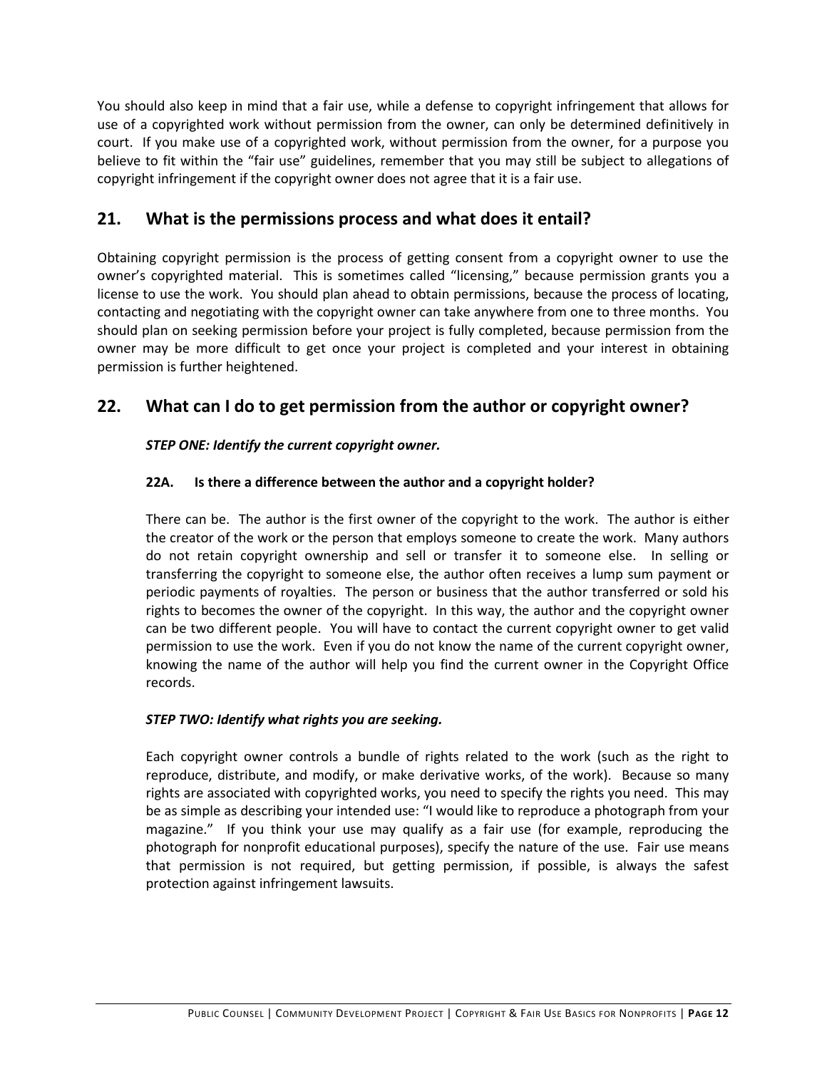You should also keep in mind that a fair use, while a defense to copyright infringement that allows for use of a copyrighted work without permission from the owner, can only be determined definitively in court. If you make use of a copyrighted work, without permission from the owner, for a purpose you believe to fit within the "fair use" guidelines, remember that you may still be subject to allegations of copyright infringement if the copyright owner does not agree that it is a fair use.

## 21. What is the permissions process and what does it entail?

Obtaining copyright permission is the process of getting consent from a copyright owner to use the owner's copyrighted material. This is sometimes called "licensing," because permission grants you a license to use the work. You should plan ahead to obtain permissions, because the process of locating, contacting and negotiating with the copyright owner can take anywhere from one to three months. You should plan on seeking permission before your project is fully completed, because permission from the owner may be more difficult to get once your project is completed and your interest in obtaining permission is further heightened.

## 22. What can I do to get permission from the author or copyright owner?

***STEP ONE: Identify the current copyright owner.***

### 22A. Is there a difference between the author and a copyright holder?

There can be. The author is the first owner of the copyright to the work. The author is either the creator of the work or the person that employs someone to create the work. Many authors do not retain copyright ownership and sell or transfer it to someone else. In selling or transferring the copyright to someone else, the author often receives a lump sum payment or periodic payments of royalties. The person or business that the author transferred or sold his rights to becomes the owner of the copyright. In this way, the author and the copyright owner can be two different people. You will have to contact the current copyright owner to get valid permission to use the work. Even if you do not know the name of the current copyright owner, knowing the name of the author will help you find the current owner in the Copyright Office records.

***STEP TWO: Identify what rights you are seeking.***

Each copyright owner controls a bundle of rights related to the work (such as the right to reproduce, distribute, and modify, or make derivative works, of the work). Because so many rights are associated with copyrighted works, you need to specify the rights you need. This may be as simple as describing your intended use: "I would like to reproduce a photograph from your magazine." If you think your use may qualify as a fair use (for example, reproducing the photograph for nonprofit educational purposes), specify the nature of the use. Fair use means that permission is not required, but getting permission, if possible, is always the safest protection against infringement lawsuits.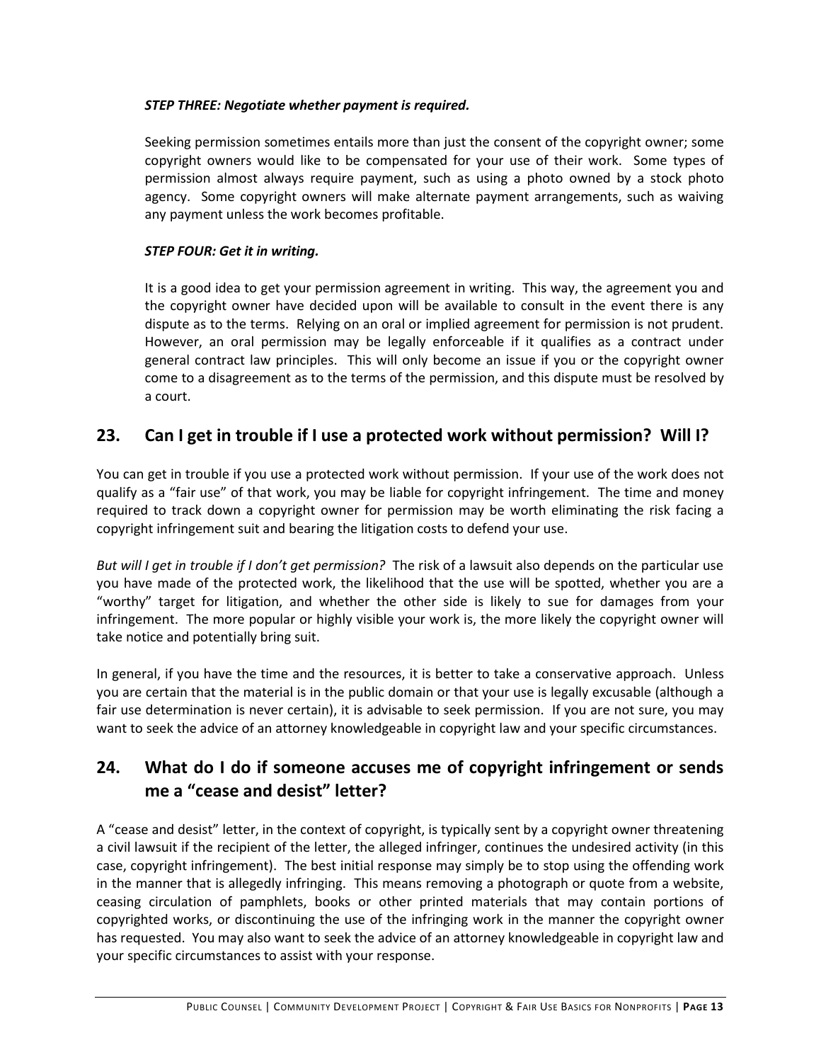***STEP THREE: Negotiate whether payment is required.***

Seeking permission sometimes entails more than just the consent of the copyright owner; some copyright owners would like to be compensated for your use of their work. Some types of permission almost always require payment, such as using a photo owned by a stock photo agency. Some copyright owners will make alternate payment arrangements, such as waiving any payment unless the work becomes profitable.

***STEP FOUR: Get it in writing.***

It is a good idea to get your permission agreement in writing. This way, the agreement you and the copyright owner have decided upon will be available to consult in the event there is any dispute as to the terms. Relying on an oral or implied agreement for permission is not prudent. However, an oral permission may be legally enforceable if it qualifies as a contract under general contract law principles. This will only become an issue if you or the copyright owner come to a disagreement as to the terms of the permission, and this dispute must be resolved by a court.

## 23. Can I get in trouble if I use a protected work without permission? Will I?

You can get in trouble if you use a protected work without permission. If your use of the work does not qualify as a "fair use" of that work, you may be liable for copyright infringement. The time and money required to track down a copyright owner for permission may be worth eliminating the risk facing a copyright infringement suit and bearing the litigation costs to defend your use.

*But will I get in trouble if I don't get permission?* The risk of a lawsuit also depends on the particular use you have made of the protected work, the likelihood that the use will be spotted, whether you are a "worthy" target for litigation, and whether the other side is likely to sue for damages from your infringement. The more popular or highly visible your work is, the more likely the copyright owner will take notice and potentially bring suit.

In general, if you have the time and the resources, it is better to take a conservative approach. Unless you are certain that the material is in the public domain or that your use is legally excusable (although a fair use determination is never certain), it is advisable to seek permission. If you are not sure, you may want to seek the advice of an attorney knowledgeable in copyright law and your specific circumstances.

## 24. What do I do if someone accuses me of copyright infringement or sends me a "cease and desist" letter?

A "cease and desist" letter, in the context of copyright, is typically sent by a copyright owner threatening a civil lawsuit if the recipient of the letter, the alleged infringer, continues the undesired activity (in this case, copyright infringement). The best initial response may simply be to stop using the offending work in the manner that is allegedly infringing. This means removing a photograph or quote from a website, ceasing circulation of pamphlets, books or other printed materials that may contain portions of copyrighted works, or discontinuing the use of the infringing work in the manner the copyright owner has requested. You may also want to seek the advice of an attorney knowledgeable in copyright law and your specific circumstances to assist with your response.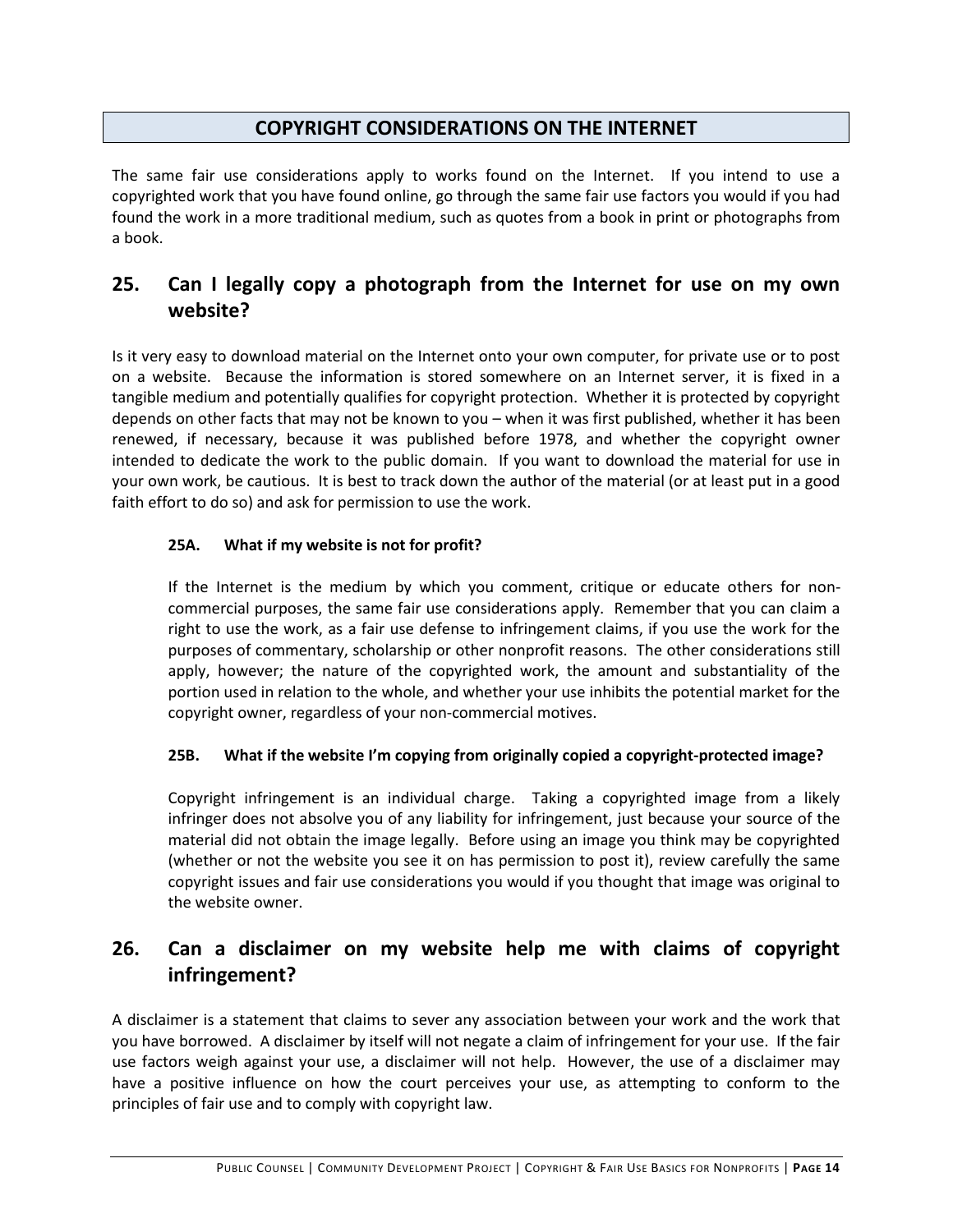## COPYRIGHT CONSIDERATIONS ON THE INTERNET

The same fair use considerations apply to works found on the Internet. If you intend to use a copyrighted work that you have found online, go through the same fair use factors you would if you had found the work in a more traditional medium, such as quotes from a book in print or photographs from a book.

## 25. Can I legally copy a photograph from the Internet for use on my own website?

Is it very easy to download material on the Internet onto your own computer, for private use or to post on a website. Because the information is stored somewhere on an Internet server, it is fixed in a tangible medium and potentially qualifies for copyright protection. Whether it is protected by copyright depends on other facts that may not be known to you – when it was first published, whether it has been renewed, if necessary, because it was published before 1978, and whether the copyright owner intended to dedicate the work to the public domain. If you want to download the material for use in your own work, be cautious. It is best to track down the author of the material (or at least put in a good faith effort to do so) and ask for permission to use the work.

### 25A. What if my website is not for profit?

If the Internet is the medium by which you comment, critique or educate others for non-commercial purposes, the same fair use considerations apply. Remember that you can claim a right to use the work, as a fair use defense to infringement claims, if you use the work for the purposes of commentary, scholarship or other nonprofit reasons. The other considerations still apply, however; the nature of the copyrighted work, the amount and substantiality of the portion used in relation to the whole, and whether your use inhibits the potential market for the copyright owner, regardless of your non-commercial motives.

### 25B. What if the website I'm copying from originally copied a copyright-protected image?

Copyright infringement is an individual charge. Taking a copyrighted image from a likely infringer does not absolve you of any liability for infringement, just because your source of the material did not obtain the image legally. Before using an image you think may be copyrighted (whether or not the website you see it on has permission to post it), review carefully the same copyright issues and fair use considerations you would if you thought that image was original to the website owner.

## 26. Can a disclaimer on my website help me with claims of copyright infringement?

A disclaimer is a statement that claims to sever any association between your work and the work that you have borrowed. A disclaimer by itself will not negate a claim of infringement for your use. If the fair use factors weigh against your use, a disclaimer will not help. However, the use of a disclaimer may have a positive influence on how the court perceives your use, as attempting to conform to the principles of fair use and to comply with copyright law.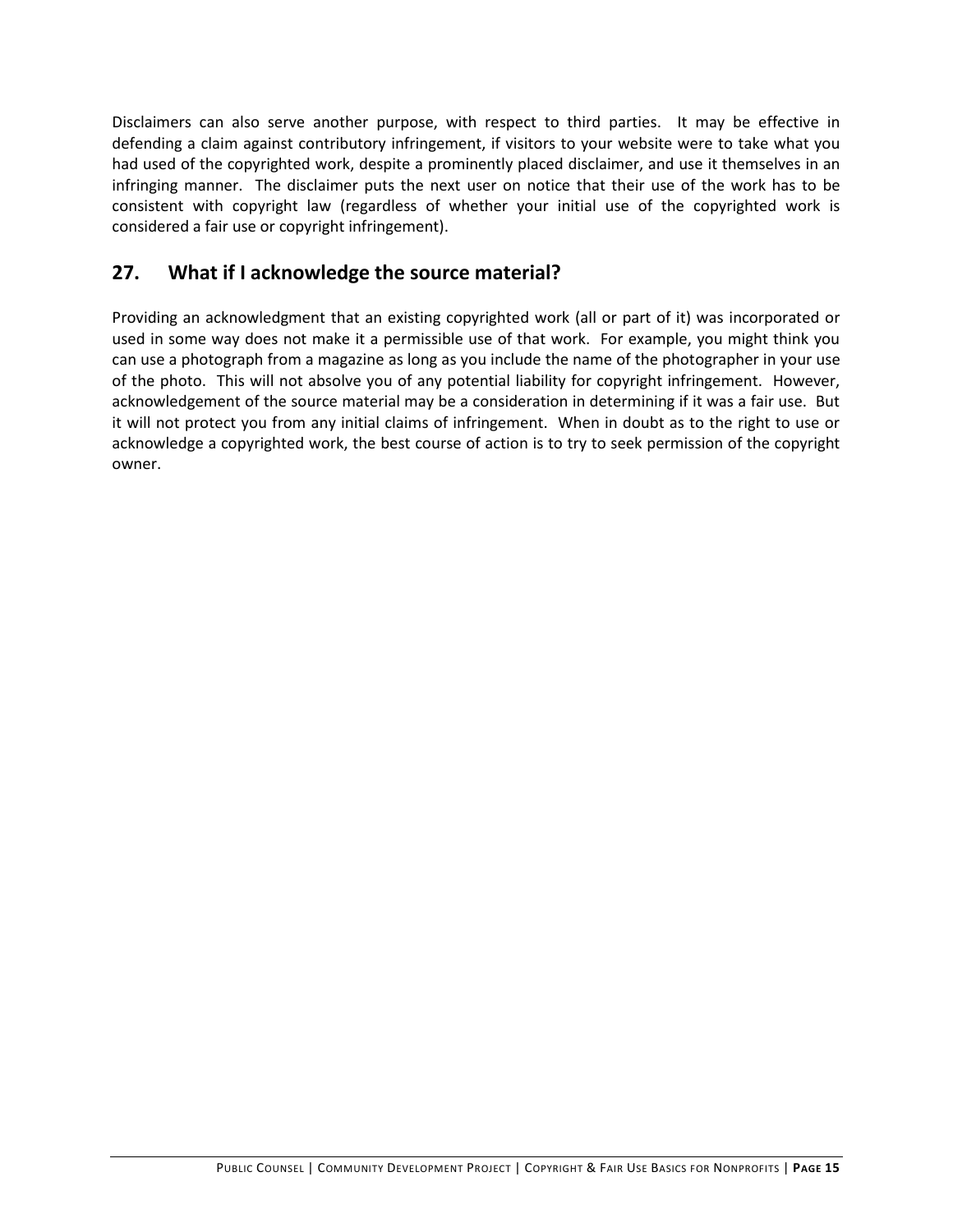Disclaimers can also serve another purpose, with respect to third parties. It may be effective in defending a claim against contributory infringement, if visitors to your website were to take what you had used of the copyrighted work, despite a prominently placed disclaimer, and use it themselves in an infringing manner. The disclaimer puts the next user on notice that their use of the work has to be consistent with copyright law (regardless of whether your initial use of the copyrighted work is considered a fair use or copyright infringement).

## 27. What if I acknowledge the source material?

Providing an acknowledgment that an existing copyrighted work (all or part of it) was incorporated or used in some way does not make it a permissible use of that work. For example, you might think you can use a photograph from a magazine as long as you include the name of the photographer in your use of the photo. This will not absolve you of any potential liability for copyright infringement. However, acknowledgement of the source material may be a consideration in determining if it was a fair use. But it will not protect you from any initial claims of infringement. When in doubt as to the right to use or acknowledge a copyrighted work, the best course of action is to try to seek permission of the copyright owner.